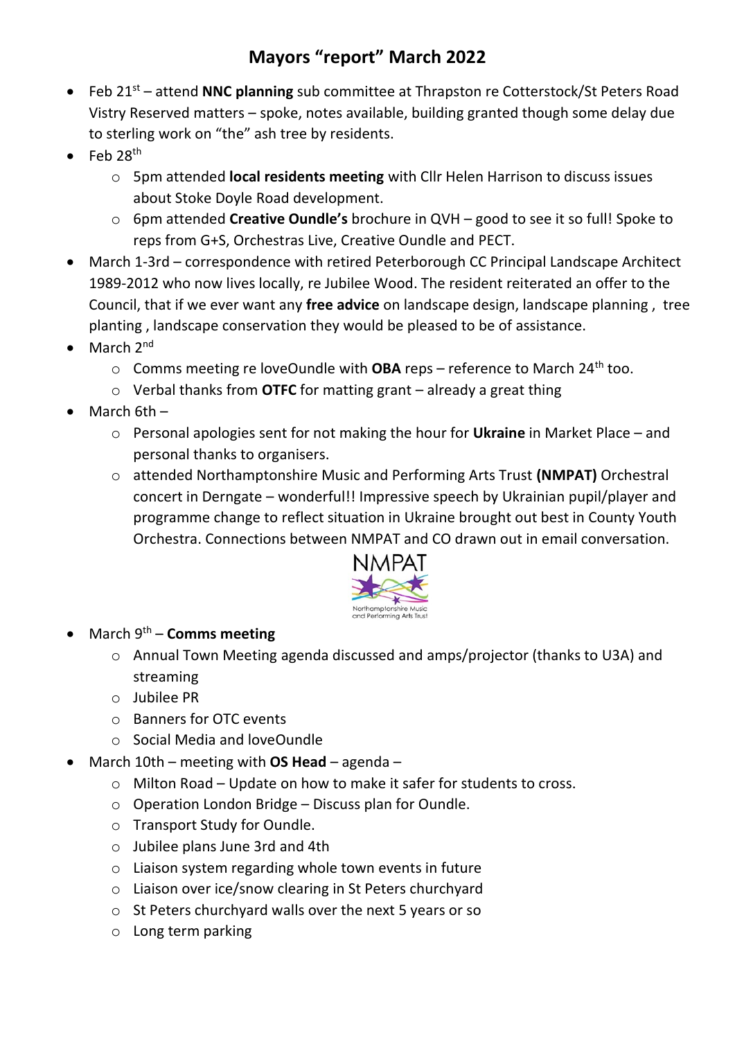# Mayors "report" March 2022

- Feb 21st – attend **NNC planning** sub committee at Thrapston re Cotterstock/St Peters Road Vistry Reserved matters – spoke, notes available, building granted though some delay due to sterling work on "the" ash tree by residents.
- Feb 28th
  - 5pm attended **local residents meeting** with Cllr Helen Harrison to discuss issues about Stoke Doyle Road development.
  - 6pm attended **Creative Oundle's** brochure in QVH – good to see it so full! Spoke to reps from G+S, Orchestras Live, Creative Oundle and PECT.
- March 1-3rd – correspondence with retired Peterborough CC Principal Landscape Architect 1989-2012 who now lives locally, re Jubilee Wood. The resident reiterated an offer to the Council, that if we ever want any **free advice** on landscape design, landscape planning , tree planting , landscape conservation they would be pleased to be of assistance.
- March 2nd
  - Comms meeting re loveOundle with **OBA** reps – reference to March 24th too.
  - Verbal thanks from **OTFC** for matting grant – already a great thing
- March 6th –
  - Personal apologies sent for not making the hour for **Ukraine** in Market Place – and personal thanks to organisers.
  - attended Northamptonshire Music and Performing Arts Trust **(NMPAT)** Orchestral concert in Derngate – wonderful!! Impressive speech by Ukrainian pupil/player and programme change to reflect situation in Ukraine brought out best in County Youth Orchestra. Connections between NMPAT and CO drawn out in email conversation.

NMPAT
Northamptonshire Music and Performing Arts Trust

- March 9th – **Comms meeting**
  - Annual Town Meeting agenda discussed and amps/projector (thanks to U3A) and streaming
  - Jubilee PR
  - Banners for OTC events
  - Social Media and loveOundle
- March 10th – meeting with **OS Head** – agenda –
  - Milton Road – Update on how to make it safer for students to cross.
  - Operation London Bridge – Discuss plan for Oundle.
  - Transport Study for Oundle.
  - Jubilee plans June 3rd and 4th
  - Liaison system regarding whole town events in future
  - Liaison over ice/snow clearing in St Peters churchyard
  - St Peters churchyard walls over the next 5 years or so
  - Long term parking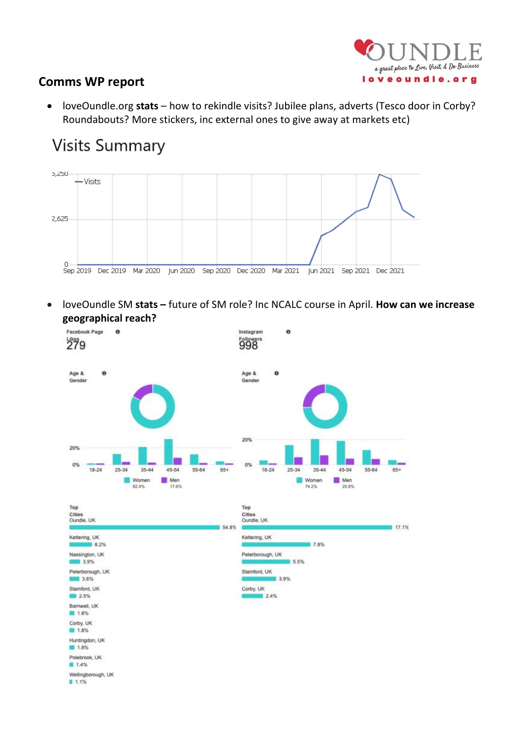## Comms WP report

- loveOundle.org **stats** – how to rekindle visits? Jubilee plans, adverts (Tesco door in Corby? Roundabouts? More stickers, inc external ones to give away at markets etc)

Visits Summary

- loveOundle SM **stats –** future of SM role? Inc NCALC course in April. **How can we increase geographical reach?**

**Facebook Page**

Likes: 279

Age & Gender: Women 82.4%, Men 17.6%

Top Cities:

| City | % |
|---|---|
| Oundle, UK | 54.8% |
| Kettering, UK | 8.2% |
| Nassington, UK | 3.9% |
| Peterborough, UK | 3.6% |
| Stamford, UK | 2.5% |
| Barnwell, UK | 1.8% |
| Corby, UK | 1.8% |
| Huntingdon, UK | 1.8% |
| Polebrook, UK | 1.4% |
| Wellingborough, UK | 1.1% |

**Instagram**

Followers: 998

Age & Gender: Women 74.2%, Men 25.8%

Top Cities:

| City | % |
|---|---|
| Oundle, UK | 17.1% |
| Kettering, UK | 7.8% |
| Peterborough, UK | 5.5% |
| Stamford, UK | 3.9% |
| Corby, UK | 2.4% |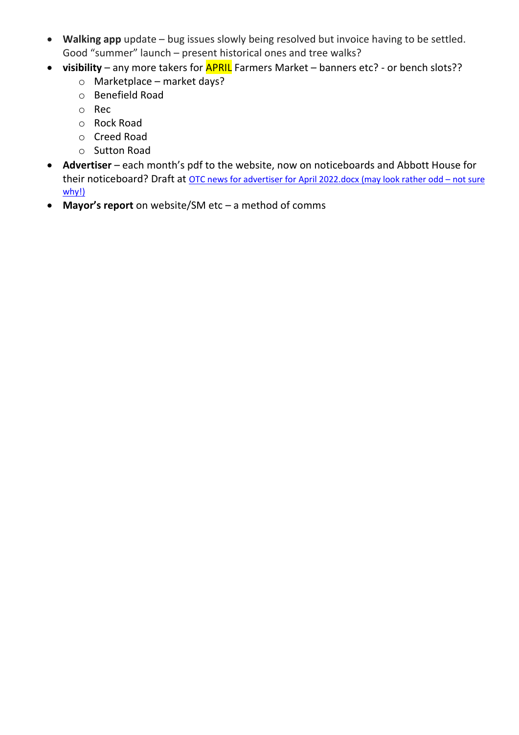- **Walking app** update – bug issues slowly being resolved but invoice having to be settled. Good "summer" launch – present historical ones and tree walks?
- **visibility** – any more takers for APRIL Farmers Market – banners etc? - or bench slots??
  - Marketplace – market days?
  - Benefield Road
  - Rec
  - Rock Road
  - Creed Road
  - Sutton Road
- **Advertiser** – each month's pdf to the website, now on noticeboards and Abbott House for their noticeboard? Draft at OTC news for advertiser for April 2022.docx (may look rather odd – not sure why!)
- **Mayor's report** on website/SM etc – a method of comms